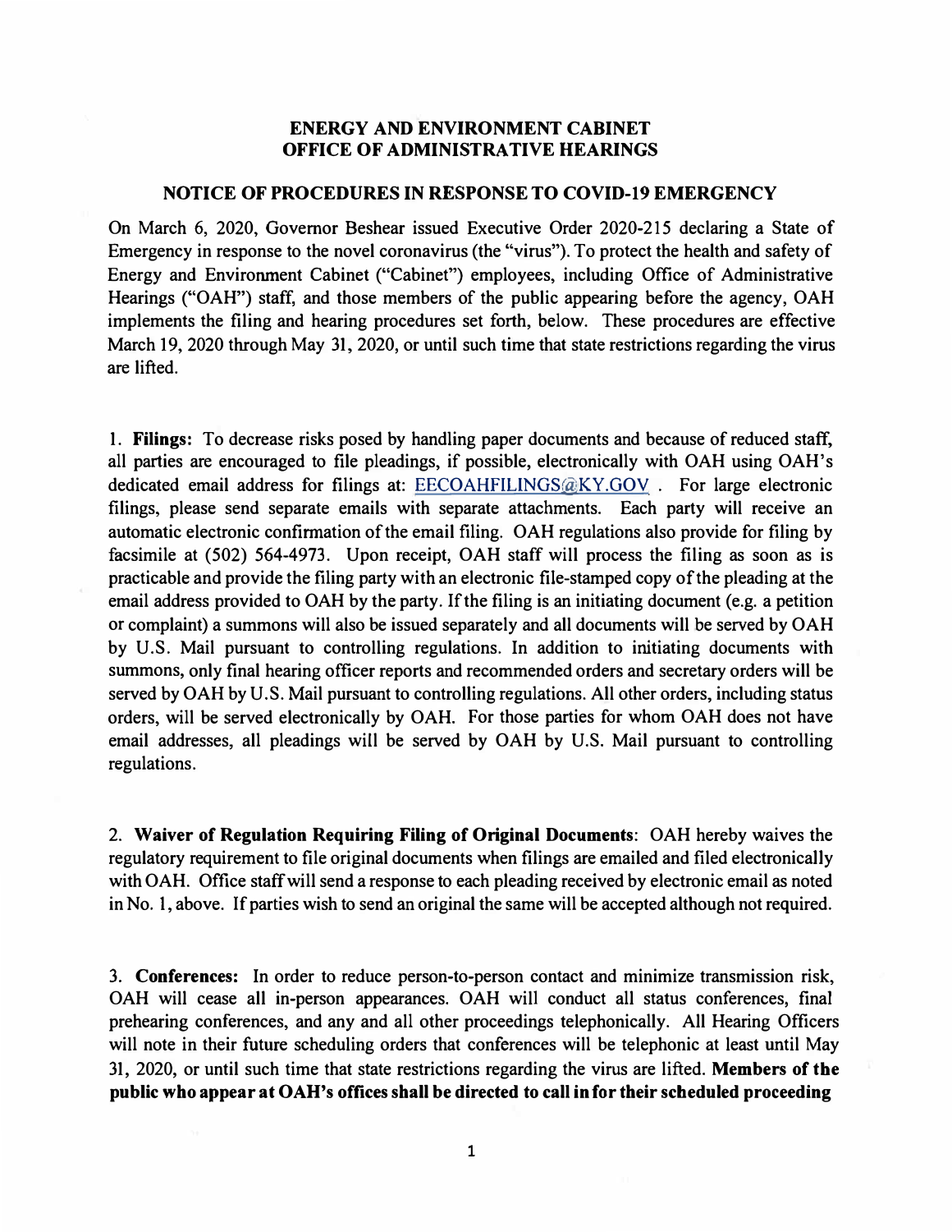# ENERGY AND ENVIRONMENT CABINET
# OFFICE OF ADMINISTRATIVE HEARINGS

## NOTICE OF PROCEDURES IN RESPONSE TO COVID-19 EMERGENCY

On March 6, 2020, Governor Beshear issued Executive Order 2020-215 declaring a State of Emergency in response to the novel coronavirus (the "virus"). To protect the health and safety of Energy and Environment Cabinet ("Cabinet") employees, including Office of Administrative Hearings ("OAH") staff, and those members of the public appearing before the agency, OAH implements the filing and hearing procedures set forth, below. These procedures are effective March 19, 2020 through May 31, 2020, or until such time that state restrictions regarding the virus are lifted.

1. **Filings:** To decrease risks posed by handling paper documents and because of reduced staff, all parties are encouraged to file pleadings, if possible, electronically with OAH using OAH's dedicated email address for filings at: EECOAHFILINGS@KY.GOV . For large electronic filings, please send separate emails with separate attachments. Each party will receive an automatic electronic confirmation of the email filing. OAH regulations also provide for filing by facsimile at (502) 564-4973. Upon receipt, OAH staff will process the filing as soon as is practicable and provide the filing party with an electronic file-stamped copy of the pleading at the email address provided to OAH by the party. If the filing is an initiating document (e.g. a petition or complaint) a summons will also be issued separately and all documents will be served by OAH by U.S. Mail pursuant to controlling regulations. In addition to initiating documents with summons, only final hearing officer reports and recommended orders and secretary orders will be served by OAH by U.S. Mail pursuant to controlling regulations. All other orders, including status orders, will be served electronically by OAH. For those parties for whom OAH does not have email addresses, all pleadings will be served by OAH by U.S. Mail pursuant to controlling regulations.

2. **Waiver of Regulation Requiring Filing of Original Documents**: OAH hereby waives the regulatory requirement to file original documents when filings are emailed and filed electronically with OAH. Office staff will send a response to each pleading received by electronic email as noted in No. 1, above. If parties wish to send an original the same will be accepted although not required.

3. **Conferences:** In order to reduce person-to-person contact and minimize transmission risk, OAH will cease all in-person appearances. OAH will conduct all status conferences, final prehearing conferences, and any and all other proceedings telephonically. All Hearing Officers will note in their future scheduling orders that conferences will be telephonic at least until May 31, 2020, or until such time that state restrictions regarding the virus are lifted. **Members of the public who appear at OAH's offices shall be directed to call in for their scheduled proceeding**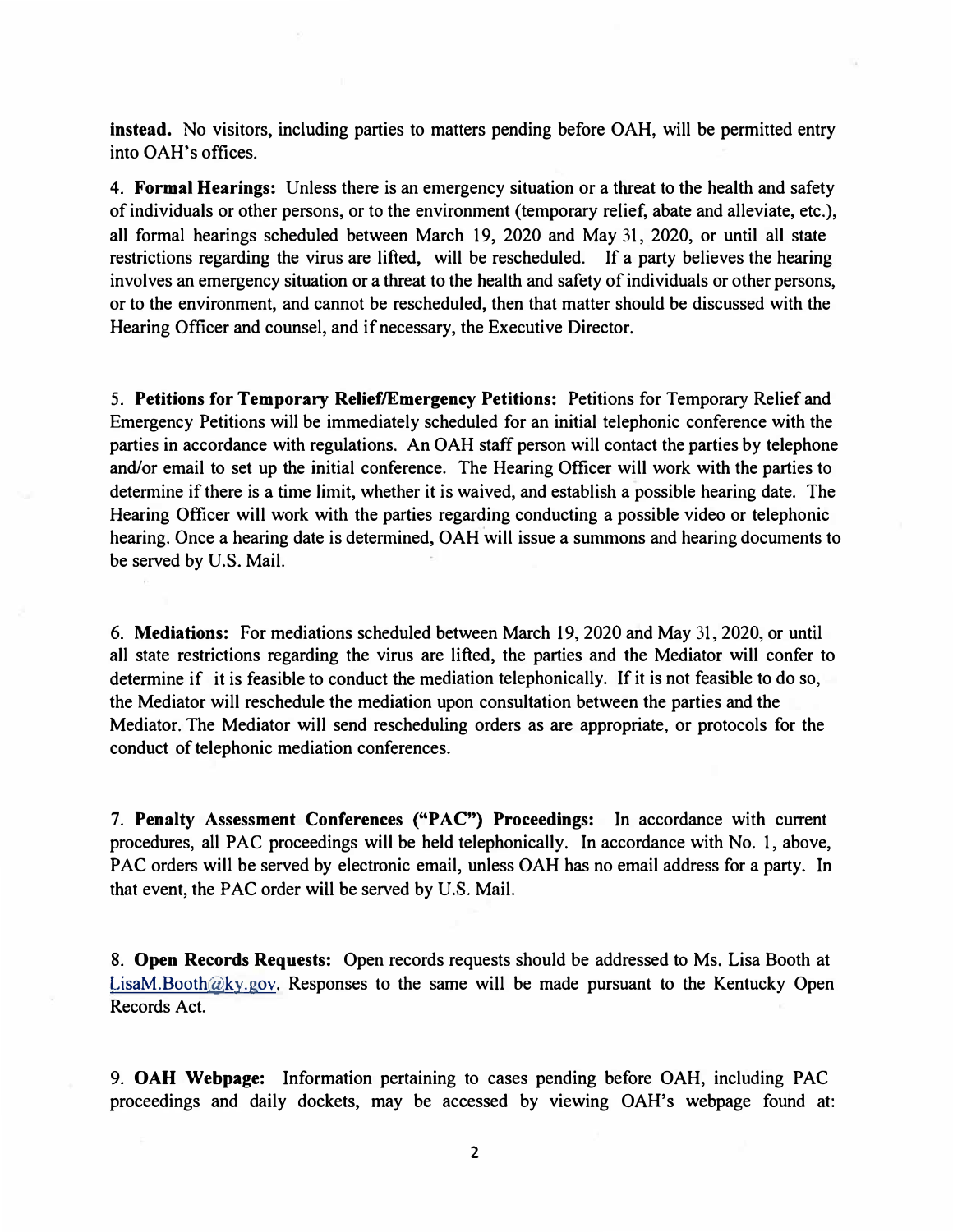**instead.** No visitors, including parties to matters pending before OAH, will be permitted entry into OAH's offices.

4. **Formal Hearings:** Unless there is an emergency situation or a threat to the health and safety of individuals or other persons, or to the environment (temporary relief, abate and alleviate, etc.), all formal hearings scheduled between March 19, 2020 and May 31, 2020, or until all state restrictions regarding the virus are lifted, will be rescheduled. If a party believes the hearing involves an emergency situation or a threat to the health and safety of individuals or other persons, or to the environment, and cannot be rescheduled, then that matter should be discussed with the Hearing Officer and counsel, and if necessary, the Executive Director.

5. **Petitions for Temporary Relief/Emergency Petitions:** Petitions for Temporary Relief and Emergency Petitions will be immediately scheduled for an initial telephonic conference with the parties in accordance with regulations. An OAH staff person will contact the parties by telephone and/or email to set up the initial conference. The Hearing Officer will work with the parties to determine if there is a time limit, whether it is waived, and establish a possible hearing date. The Hearing Officer will work with the parties regarding conducting a possible video or telephonic hearing. Once a hearing date is determined, OAH will issue a summons and hearing documents to be served by U.S. Mail.

6. **Mediations:** For mediations scheduled between March 19, 2020 and May 31, 2020, or until all state restrictions regarding the virus are lifted, the parties and the Mediator will confer to determine if it is feasible to conduct the mediation telephonically. If it is not feasible to do so, the Mediator will reschedule the mediation upon consultation between the parties and the Mediator. The Mediator will send rescheduling orders as are appropriate, or protocols for the conduct of telephonic mediation conferences.

7. **Penalty Assessment Conferences ("PAC") Proceedings:** In accordance with current procedures, all PAC proceedings will be held telephonically. In accordance with No. 1, above, PAC orders will be served by electronic email, unless OAH has no email address for a party. In that event, the PAC order will be served by U.S. Mail.

8. **Open Records Requests:** Open records requests should be addressed to Ms. Lisa Booth at LisaM.Booth@ky.gov. Responses to the same will be made pursuant to the Kentucky Open Records Act.

9. **OAH Webpage:** Information pertaining to cases pending before OAH, including PAC proceedings and daily dockets, may be accessed by viewing OAH's webpage found at: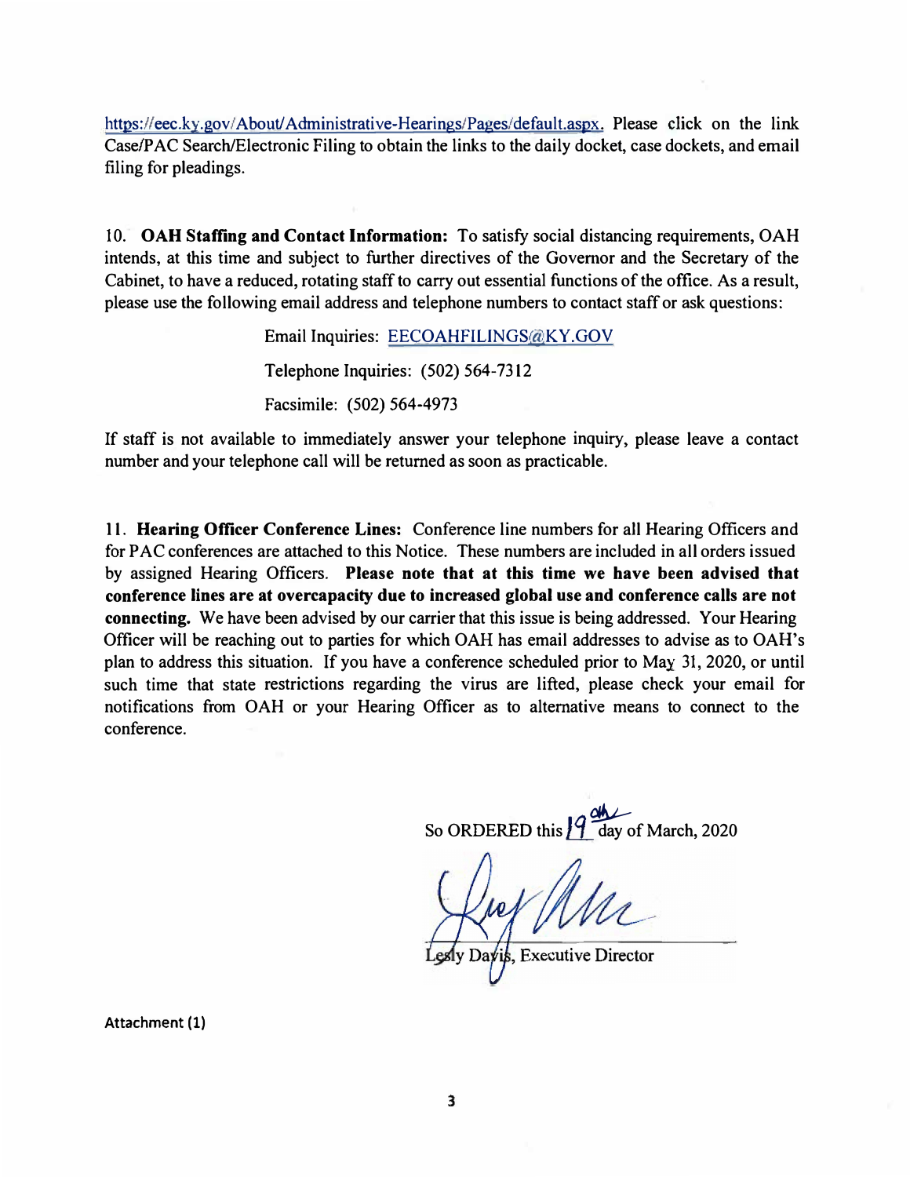https://eec.ky.gov/About/Administrative-Hearings/Pages/default.aspx. Please click on the link Case/PAC Search/Electronic Filing to obtain the links to the daily docket, case dockets, and email filing for pleadings.

10. **OAH Staffing and Contact Information:** To satisfy social distancing requirements, OAH intends, at this time and subject to further directives of the Governor and the Secretary of the Cabinet, to have a reduced, rotating staff to carry out essential functions of the office. As a result, please use the following email address and telephone numbers to contact staff or ask questions:

Email Inquiries: EECOAHFILINGS@KY.GOV

Telephone Inquiries: (502) 564-7312

Facsimile: (502) 564-4973

If staff is not available to immediately answer your telephone inquiry, please leave a contact number and your telephone call will be returned as soon as practicable.

11. **Hearing Officer Conference Lines:** Conference line numbers for all Hearing Officers and for PAC conferences are attached to this Notice. These numbers are included in all orders issued by assigned Hearing Officers. **Please note that at this time we have been advised that conference lines are at overcapacity due to increased global use and conference calls are not connecting.** We have been advised by our carrier that this issue is being addressed. Your Hearing Officer will be reaching out to parties for which OAH has email addresses to advise as to OAH's plan to address this situation. If you have a conference scheduled prior to May 31, 2020, or until such time that state restrictions regarding the virus are lifted, please check your email for notifications from OAH or your Hearing Officer as to alternative means to connect to the conference.

So ORDERED this 19th day of March, 2020

Lesly Davis, Executive Director

Attachment (1)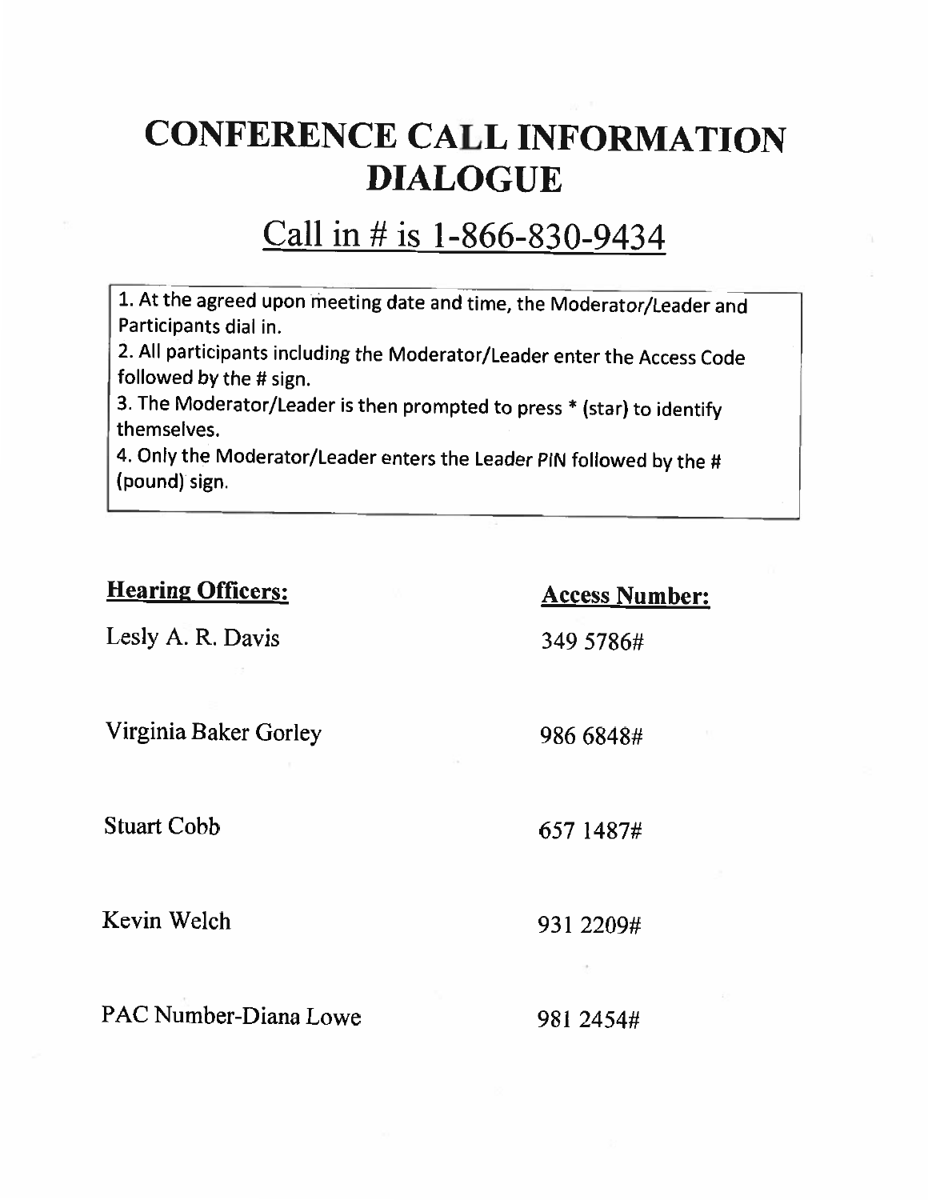# CONFERENCE CALL INFORMATION DIALOGUE

## Call in # is 1-866-830-9434

1. At the agreed upon meeting date and time, the Moderator/Leader and Participants dial in.
2. All participants including the Moderator/Leader enter the Access Code followed by the # sign.
3. The Moderator/Leader is then prompted to press * (star) to identify themselves.
4. Only the Moderator/Leader enters the Leader PIN followed by the # (pound) sign.

| **Hearing Officers:** | **Access Number:** |
|---|---|
| Lesly A. R. Davis | 349 5786# |
| Virginia Baker Gorley | 986 6848# |
| Stuart Cobb | 657 1487# |
| Kevin Welch | 931 2209# |
| PAC Number-Diana Lowe | 981 2454# |